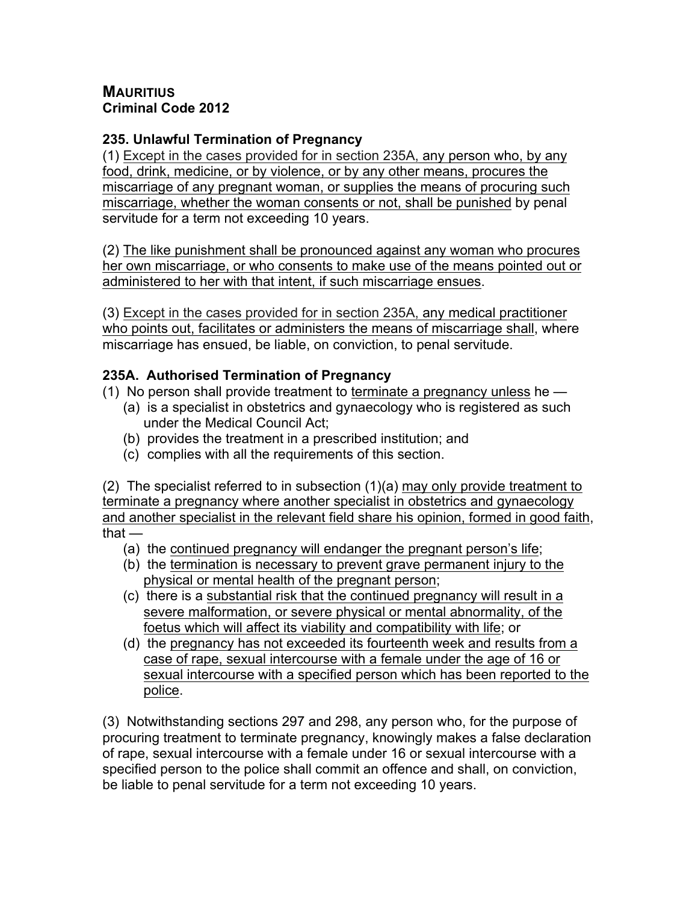**MAURITIUS**
**Criminal Code 2012**

### 235. Unlawful Termination of Pregnancy

(1) Except in the cases provided for in section 235A, any person who, by any food, drink, medicine, or by violence, or by any other means, procures the miscarriage of any pregnant woman, or supplies the means of procuring such miscarriage, whether the woman consents or not, shall be punished by penal servitude for a term not exceeding 10 years.

(2) The like punishment shall be pronounced against any woman who procures her own miscarriage, or who consents to make use of the means pointed out or administered to her with that intent, if such miscarriage ensues.

(3) Except in the cases provided for in section 235A, any medical practitioner who points out, facilitates or administers the means of miscarriage shall, where miscarriage has ensued, be liable, on conviction, to penal servitude.

### 235A. Authorised Termination of Pregnancy

(1) No person shall provide treatment to terminate a pregnancy unless he —

- (a) is a specialist in obstetrics and gynaecology who is registered as such under the Medical Council Act;
- (b) provides the treatment in a prescribed institution; and
- (c) complies with all the requirements of this section.

(2) The specialist referred to in subsection (1)(a) may only provide treatment to terminate a pregnancy where another specialist in obstetrics and gynaecology and another specialist in the relevant field share his opinion, formed in good faith, that —

- (a) the continued pregnancy will endanger the pregnant person's life;
- (b) the termination is necessary to prevent grave permanent injury to the physical or mental health of the pregnant person;
- (c) there is a substantial risk that the continued pregnancy will result in a severe malformation, or severe physical or mental abnormality, of the foetus which will affect its viability and compatibility with life; or
- (d) the pregnancy has not exceeded its fourteenth week and results from a case of rape, sexual intercourse with a female under the age of 16 or sexual intercourse with a specified person which has been reported to the police.

(3) Notwithstanding sections 297 and 298, any person who, for the purpose of procuring treatment to terminate pregnancy, knowingly makes a false declaration of rape, sexual intercourse with a female under 16 or sexual intercourse with a specified person to the police shall commit an offence and shall, on conviction, be liable to penal servitude for a term not exceeding 10 years.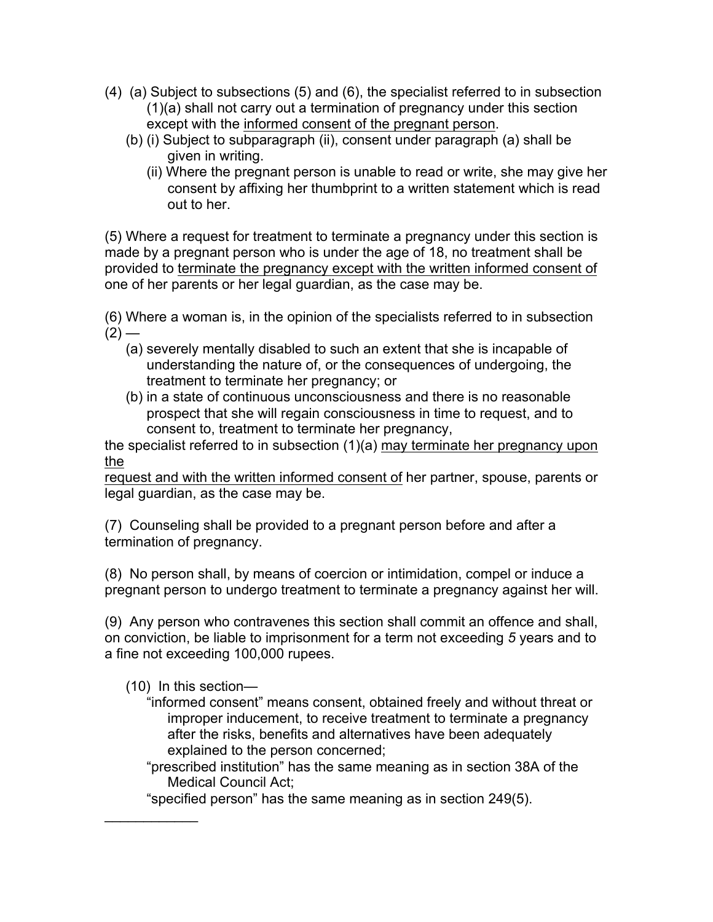(4) (a) Subject to subsections (5) and (6), the specialist referred to in subsection (1)(a) shall not carry out a termination of pregnancy under this section except with the <u>informed consent of the pregnant person</u>.

(b) (i) Subject to subparagraph (ii), consent under paragraph (a) shall be given in writing.

(ii) Where the pregnant person is unable to read or write, she may give her consent by affixing her thumbprint to a written statement which is read out to her.

(5) Where a request for treatment to terminate a pregnancy under this section is made by a pregnant person who is under the age of 18, no treatment shall be provided to <u>terminate the pregnancy except with the written informed consent of</u> one of her parents or her legal guardian, as the case may be.

(6) Where a woman is, in the opinion of the specialists referred to in subsection (2) —

(a) severely mentally disabled to such an extent that she is incapable of understanding the nature of, or the consequences of undergoing, the treatment to terminate her pregnancy; or

(b) in a state of continuous unconsciousness and there is no reasonable prospect that she will regain consciousness in time to request, and to consent to, treatment to terminate her pregnancy,

the specialist referred to in subsection (1)(a) <u>may terminate her pregnancy upon the request and with the written informed consent of</u> her partner, spouse, parents or legal guardian, as the case may be.

(7) Counseling shall be provided to a pregnant person before and after a termination of pregnancy.

(8) No person shall, by means of coercion or intimidation, compel or induce a pregnant person to undergo treatment to terminate a pregnancy against her will.

(9) Any person who contravenes this section shall commit an offence and shall, on conviction, be liable to imprisonment for a term not exceeding *5* years and to a fine not exceeding 100,000 rupees.

(10) In this section—

"informed consent" means consent, obtained freely and without threat or improper inducement, to receive treatment to terminate a pregnancy after the risks, benefits and alternatives have been adequately explained to the person concerned;

"prescribed institution" has the same meaning as in section 38A of the Medical Council Act;

"specified person" has the same meaning as in section 249(5).

\_\_\_\_\_\_\_\_\_\_\_\_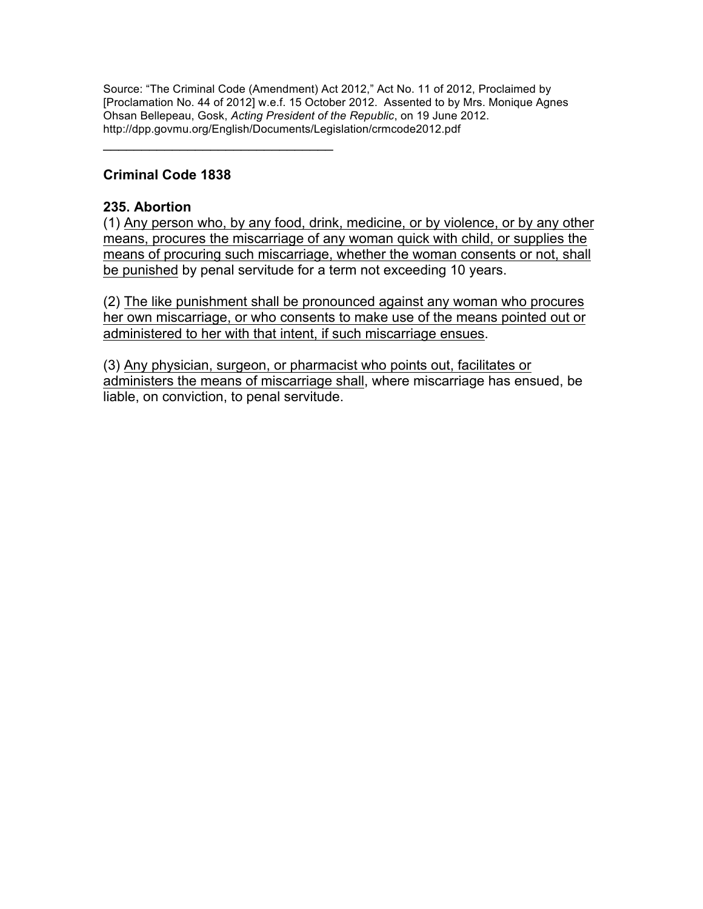Source: "The Criminal Code (Amendment) Act 2012," Act No. 11 of 2012, Proclaimed by [Proclamation No. 44 of 2012] w.e.f. 15 October 2012. Assented to by Mrs. Monique Agnes Ohsan Bellepeau, Gosk, *Acting President of the Republic*, on 19 June 2012. http://dpp.govmu.org/English/Documents/Legislation/crmcode2012.pdf

---

**Criminal Code 1838**

**235. Abortion**

(1) Any person who, by any food, drink, medicine, or by violence, or by any other means, procures the miscarriage of any woman quick with child, or supplies the means of procuring such miscarriage, whether the woman consents or not, shall be punished by penal servitude for a term not exceeding 10 years.

(2) The like punishment shall be pronounced against any woman who procures her own miscarriage, or who consents to make use of the means pointed out or administered to her with that intent, if such miscarriage ensues.

(3) Any physician, surgeon, or pharmacist who points out, facilitates or administers the means of miscarriage shall, where miscarriage has ensued, be liable, on conviction, to penal servitude.